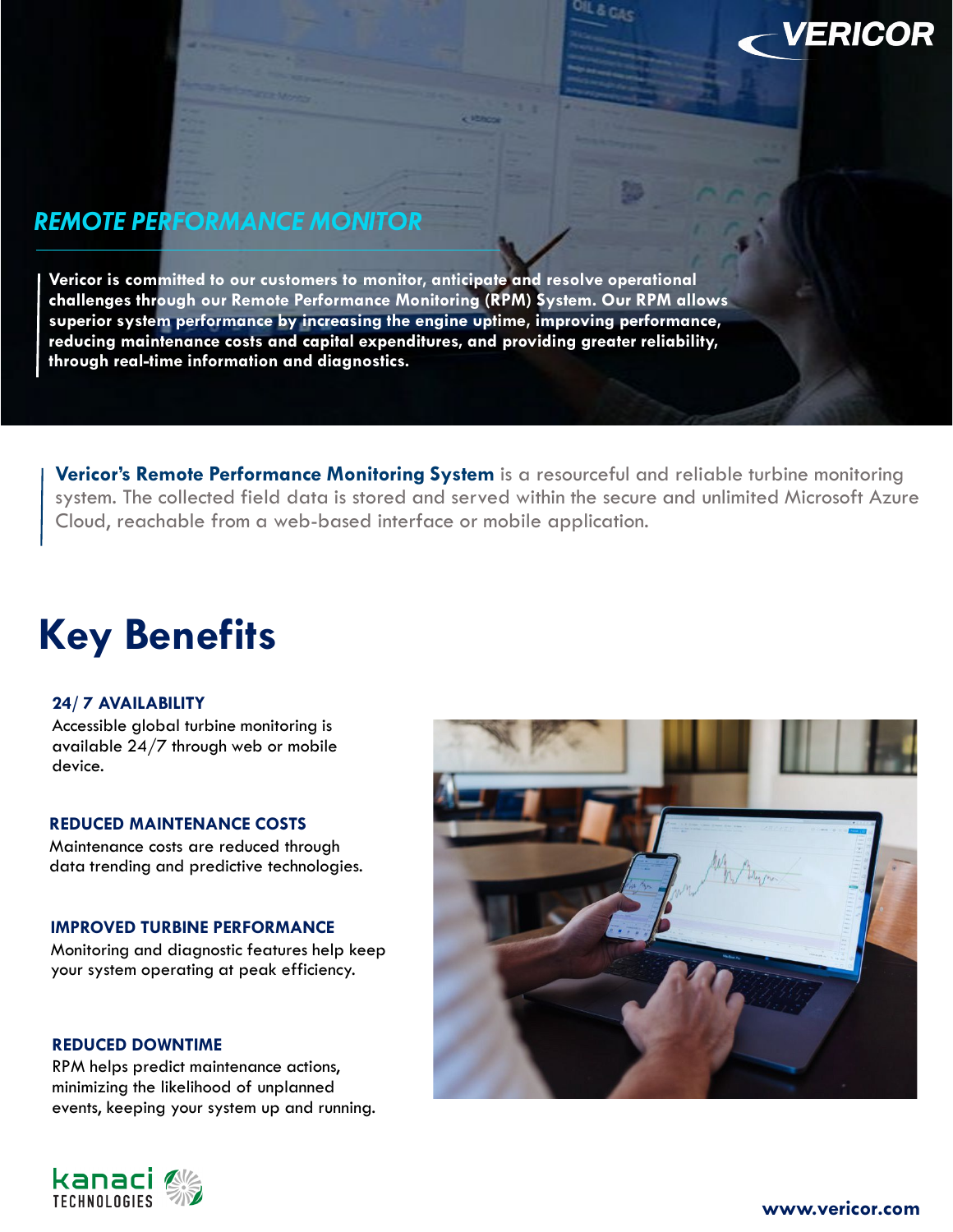VERICOR

## REMOTE PERFORMANCE MONITOR

**Vericor is committed to our customers to monitor, anticipate and resolve operational challenges through our Remote Performance Monitoring (RPM) System. Our RPM allows superior system performance by increasing the engine uptime, improving performance, reducing maintenance costs and capital expenditures, and providing greater reliability, through real-time information and diagnostics.**

**Vericor's Remote Performance Monitoring System** is a resourceful and reliable turbine monitoring system. The collected field data is stored and served within the secure and unlimited Microsoft Azure Cloud, reachable from a web-based interface or mobile application.

# Key Benefits

### 24/ 7 AVAILABILITY

Accessible global turbine monitoring is available 24/7 through web or mobile device.

### REDUCED MAINTENANCE COSTS

Maintenance costs are reduced through data trending and predictive technologies.

### IMPROVED TURBINE PERFORMANCE

Monitoring and diagnostic features help keep your system operating at peak efficiency.

### REDUCED DOWNTIME

RPM helps predict maintenance actions, minimizing the likelihood of unplanned events, keeping your system up and running.

kanaci TECHNOLOGIES

www.vericor.com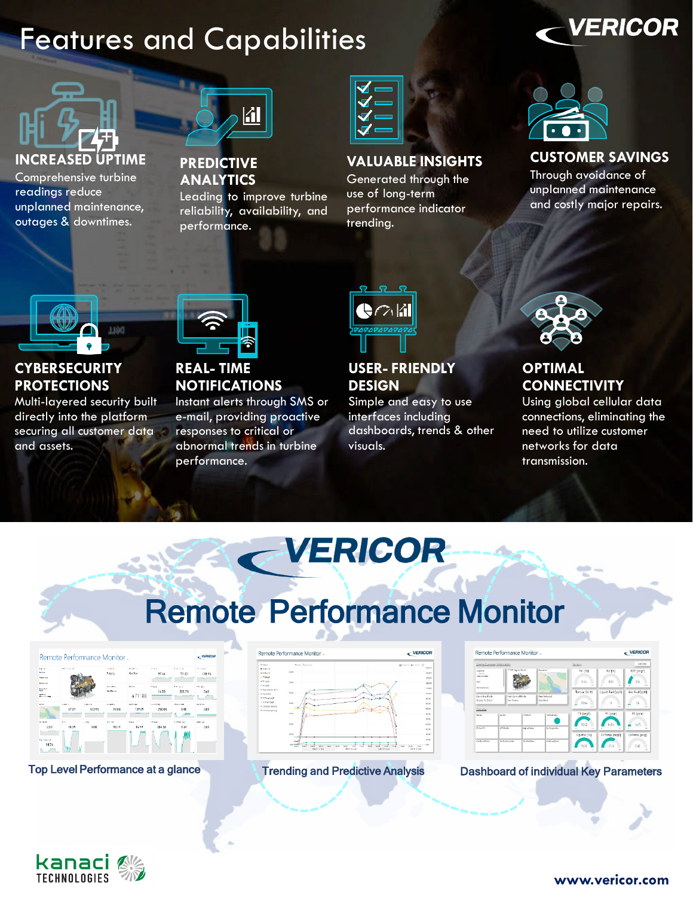# Features and Capabilities

VERICOR

### INCREASED UPTIME

Comprehensive turbine readings reduce unplanned maintenance, outages & downtimes.

### PREDICTIVE ANALYTICS

Leading to improve turbine reliability, availability, and performance.

### VALUABLE INSIGHTS

Generated through the use of long-term performance indicator trending.

### CUSTOMER SAVINGS

Through avoidance of unplanned maintenance and costly major repairs.

### CYBERSECURITY PROTECTIONS

Multi-layered security built directly into the platform securing all customer data and assets.

### REAL- TIME NOTIFICATIONS

Instant alerts through SMS or e-mail, providing proactive responses to critical or abnormal trends in turbine performance.

### USER- FRIENDLY DESIGN

Simple and easy to use interfaces including dashboards, trends & other visuals.

### OPTIMAL CONNECTIVITY

Using global cellular data connections, eliminating the need to utilize customer networks for data transmission.

VERICOR

# Remote Performance Monitor

Top Level Performance at a glance

Trending and Predictive Analysis

Dashboard of individual Key Parameters

kanaci TECHNOLOGIES

www.vericor.com